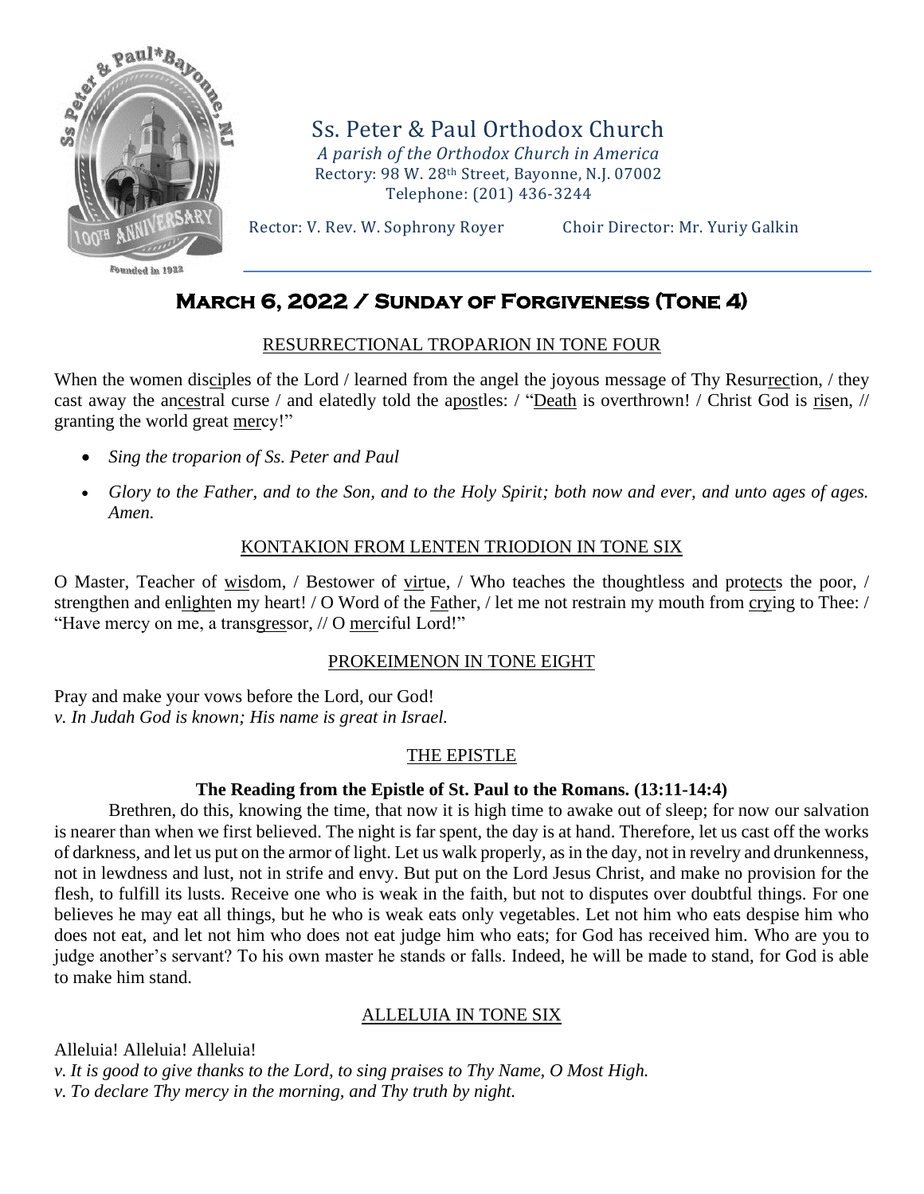# Ss. Peter & Paul Orthodox Church

*A parish of the Orthodox Church in America*
Rectory: 98 W. 28th Street, Bayonne, N.J. 07002
Telephone: (201) 436-3244

Rector: V. Rev. W. Sophrony Royer Choir Director: Mr. Yuriy Galkin

## March 6, 2022 / Sunday of Forgiveness (Tone 4)

### RESURRECTIONAL TROPARION IN TONE FOUR

When the women disciples of the Lord / learned from the angel the joyous message of Thy Resurrection, / they cast away the ancestral curse / and elatedly told the apostles: / "Death is overthrown! / Christ God is risen, // granting the world great mercy!"

- *Sing the troparion of Ss. Peter and Paul*
- *Glory to the Father, and to the Son, and to the Holy Spirit; both now and ever, and unto ages of ages. Amen.*

### KONTAKION FROM LENTEN TRIODION IN TONE SIX

O Master, Teacher of wisdom, / Bestower of virtue, / Who teaches the thoughtless and protects the poor, / strengthen and enlighten my heart! / O Word of the Father, / let me not restrain my mouth from crying to Thee: / "Have mercy on me, a transgressor, // O merciful Lord!"

### PROKEIMENON IN TONE EIGHT

Pray and make your vows before the Lord, our God!
*v. In Judah God is known; His name is great in Israel.*

### THE EPISTLE

**The Reading from the Epistle of St. Paul to the Romans. (13:11-14:4)**

Brethren, do this, knowing the time, that now it is high time to awake out of sleep; for now our salvation is nearer than when we first believed. The night is far spent, the day is at hand. Therefore, let us cast off the works of darkness, and let us put on the armor of light. Let us walk properly, as in the day, not in revelry and drunkenness, not in lewdness and lust, not in strife and envy. But put on the Lord Jesus Christ, and make no provision for the flesh, to fulfill its lusts. Receive one who is weak in the faith, but not to disputes over doubtful things. For one believes he may eat all things, but he who is weak eats only vegetables. Let not him who eats despise him who does not eat, and let not him who does not eat judge him who eats; for God has received him. Who are you to judge another's servant? To his own master he stands or falls. Indeed, he will be made to stand, for God is able to make him stand.

### ALLELUIA IN TONE SIX

Alleluia! Alleluia! Alleluia!
*v. It is good to give thanks to the Lord, to sing praises to Thy Name, O Most High.*
*v. To declare Thy mercy in the morning, and Thy truth by night.*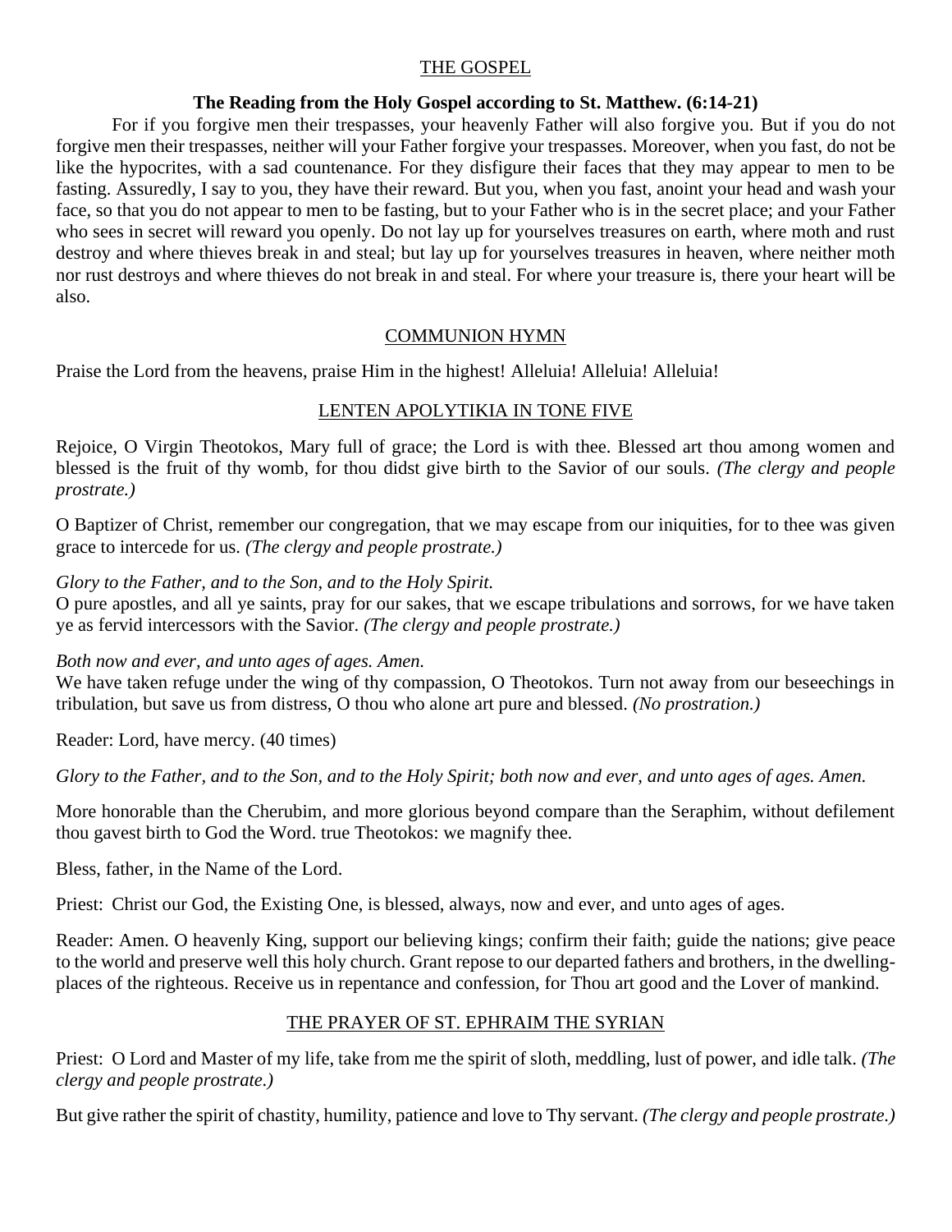## THE GOSPEL

**The Reading from the Holy Gospel according to St. Matthew. (6:14-21)**

For if you forgive men their trespasses, your heavenly Father will also forgive you. But if you do not forgive men their trespasses, neither will your Father forgive your trespasses. Moreover, when you fast, do not be like the hypocrites, with a sad countenance. For they disfigure their faces that they may appear to men to be fasting. Assuredly, I say to you, they have their reward. But you, when you fast, anoint your head and wash your face, so that you do not appear to men to be fasting, but to your Father who is in the secret place; and your Father who sees in secret will reward you openly. Do not lay up for yourselves treasures on earth, where moth and rust destroy and where thieves break in and steal; but lay up for yourselves treasures in heaven, where neither moth nor rust destroys and where thieves do not break in and steal. For where your treasure is, there your heart will be also.

## COMMUNION HYMN

Praise the Lord from the heavens, praise Him in the highest! Alleluia! Alleluia! Alleluia!

## LENTEN APOLYTIKIA IN TONE FIVE

Rejoice, O Virgin Theotokos, Mary full of grace; the Lord is with thee. Blessed art thou among women and blessed is the fruit of thy womb, for thou didst give birth to the Savior of our souls. *(The clergy and people prostrate.)*

O Baptizer of Christ, remember our congregation, that we may escape from our iniquities, for to thee was given grace to intercede for us. *(The clergy and people prostrate.)*

*Glory to the Father, and to the Son, and to the Holy Spirit.*
O pure apostles, and all ye saints, pray for our sakes, that we escape tribulations and sorrows, for we have taken ye as fervid intercessors with the Savior. *(The clergy and people prostrate.)*

*Both now and ever, and unto ages of ages. Amen.*
We have taken refuge under the wing of thy compassion, O Theotokos. Turn not away from our beseechings in tribulation, but save us from distress, O thou who alone art pure and blessed. *(No prostration.)*

Reader: Lord, have mercy. (40 times)

*Glory to the Father, and to the Son, and to the Holy Spirit; both now and ever, and unto ages of ages. Amen.*

More honorable than the Cherubim, and more glorious beyond compare than the Seraphim, without defilement thou gavest birth to God the Word. true Theotokos: we magnify thee.

Bless, father, in the Name of the Lord.

Priest: Christ our God, the Existing One, is blessed, always, now and ever, and unto ages of ages.

Reader: Amen. O heavenly King, support our believing kings; confirm their faith; guide the nations; give peace to the world and preserve well this holy church. Grant repose to our departed fathers and brothers, in the dwelling-places of the righteous. Receive us in repentance and confession, for Thou art good and the Lover of mankind.

## THE PRAYER OF ST. EPHRAIM THE SYRIAN

Priest: O Lord and Master of my life, take from me the spirit of sloth, meddling, lust of power, and idle talk. *(The clergy and people prostrate.)*

But give rather the spirit of chastity, humility, patience and love to Thy servant. *(The clergy and people prostrate.)*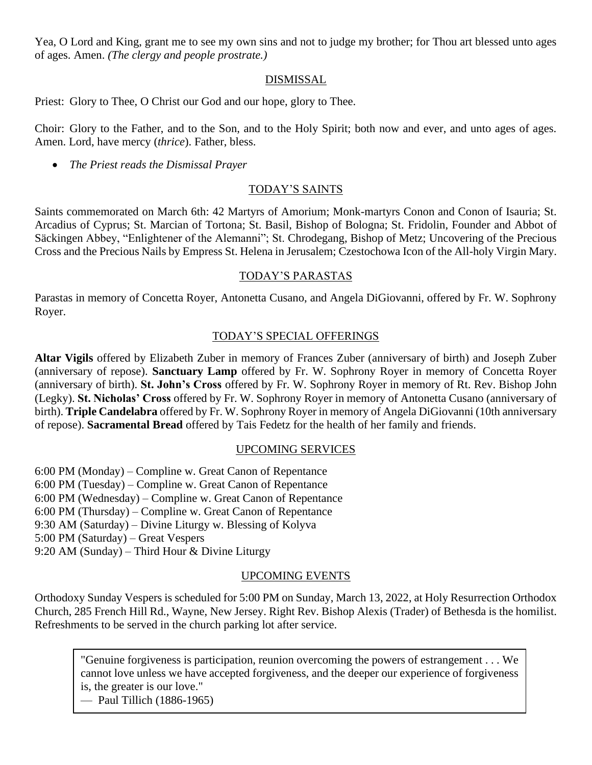Yea, O Lord and King, grant me to see my own sins and not to judge my brother; for Thou art blessed unto ages of ages. Amen. *(The clergy and people prostrate.)*

## DISMISSAL

Priest: Glory to Thee, O Christ our God and our hope, glory to Thee.

Choir: Glory to the Father, and to the Son, and to the Holy Spirit; both now and ever, and unto ages of ages. Amen. Lord, have mercy (*thrice*). Father, bless.

- *The Priest reads the Dismissal Prayer*

## TODAY'S SAINTS

Saints commemorated on March 6th: 42 Martyrs of Amorium; Monk-martyrs Conon and Conon of Isauria; St. Arcadius of Cyprus; St. Marcian of Tortona; St. Basil, Bishop of Bologna; St. Fridolin, Founder and Abbot of Säckingen Abbey, "Enlightener of the Alemanni"; St. Chrodegang, Bishop of Metz; Uncovering of the Precious Cross and the Precious Nails by Empress St. Helena in Jerusalem; Czestochowa Icon of the All-holy Virgin Mary.

## TODAY'S PARASTAS

Parastas in memory of Concetta Royer, Antonetta Cusano, and Angela DiGiovanni, offered by Fr. W. Sophrony Royer.

## TODAY'S SPECIAL OFFERINGS

**Altar Vigils** offered by Elizabeth Zuber in memory of Frances Zuber (anniversary of birth) and Joseph Zuber (anniversary of repose). **Sanctuary Lamp** offered by Fr. W. Sophrony Royer in memory of Concetta Royer (anniversary of birth). **St. John's Cross** offered by Fr. W. Sophrony Royer in memory of Rt. Rev. Bishop John (Legky). **St. Nicholas' Cross** offered by Fr. W. Sophrony Royer in memory of Antonetta Cusano (anniversary of birth). **Triple Candelabra** offered by Fr. W. Sophrony Royer in memory of Angela DiGiovanni (10th anniversary of repose). **Sacramental Bread** offered by Tais Fedetz for the health of her family and friends.

## UPCOMING SERVICES

6:00 PM (Monday) – Compline w. Great Canon of Repentance
6:00 PM (Tuesday) – Compline w. Great Canon of Repentance
6:00 PM (Wednesday) – Compline w. Great Canon of Repentance
6:00 PM (Thursday) – Compline w. Great Canon of Repentance
9:30 AM (Saturday) – Divine Liturgy w. Blessing of Kolyva
5:00 PM (Saturday) – Great Vespers
9:20 AM (Sunday) – Third Hour & Divine Liturgy

## UPCOMING EVENTS

Orthodoxy Sunday Vespers is scheduled for 5:00 PM on Sunday, March 13, 2022, at Holy Resurrection Orthodox Church, 285 French Hill Rd., Wayne, New Jersey. Right Rev. Bishop Alexis (Trader) of Bethesda is the homilist. Refreshments to be served in the church parking lot after service.

> "Genuine forgiveness is participation, reunion overcoming the powers of estrangement . . . We cannot love unless we have accepted forgiveness, and the deeper our experience of forgiveness is, the greater is our love."
> — Paul Tillich (1886-1965)